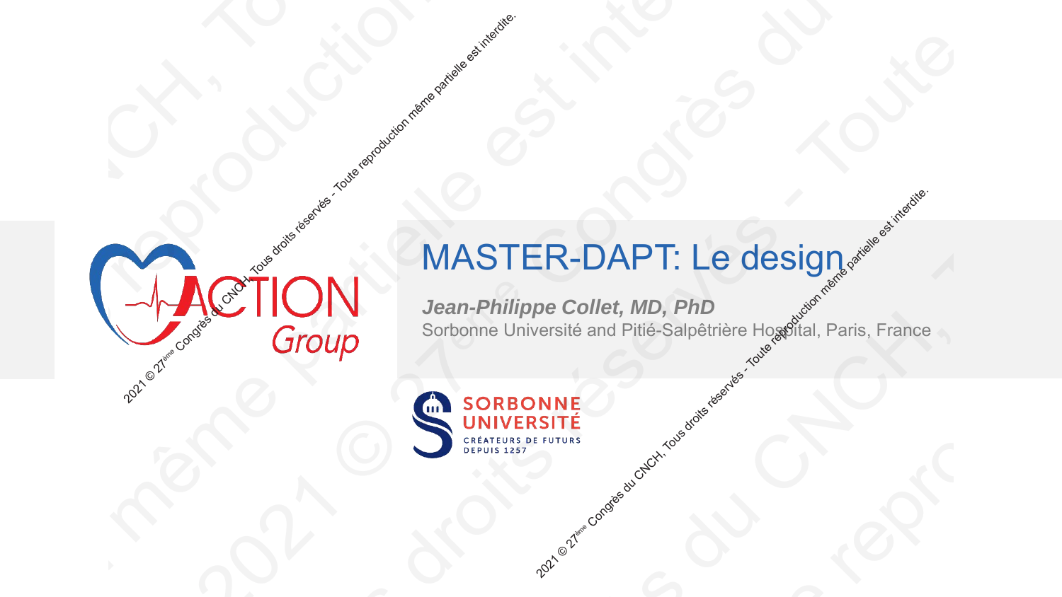# MASTER-DAPT: Le design

***Jean-Philippe Collet, MD, PhD***

Sorbonne Université and Pitié-Salpêtrière Hospital, Paris, France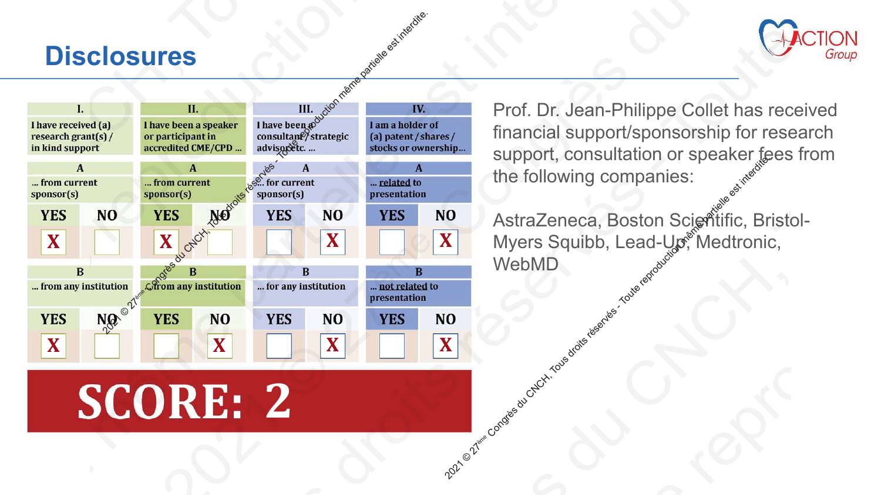# Disclosures

| I. | | II. | | III. | | IV. | |
|---|---|---|---|---|---|---|---|
| I have received (a) research grant(s) / in kind support | | I have been a speaker or participant in accredited CME/CPD ... | | I have been a consultant / strategic advisor etc. ... | | I am a holder of (a) patent / shares / stocks or ownership... | |
| A | | A | | A | | A | |
| ... from current sponsor(s) | | ... from current sponsor(s) | | ... for current sponsor(s) | | ... related to presentation | |
| YES | NO | YES | NO | YES | NO | YES | NO |
| X | | X | | | X | | X |
| B | | B | | B | | B | |
| ... from any institution | | ... from any institution | | ... for any institution | | ... not related to presentation | |
| YES | NO | YES | NO | YES | NO | YES | NO |
| X | | | X | | X | | X |

**SCORE: 2**

Prof. Dr. Jean-Philippe Collet has received financial support/sponsorship for research support, consultation or speaker fees from the following companies:

AstraZeneca, Boston Scientific, Bristol-Myers Squibb, Lead-Up, Medtronic, WebMD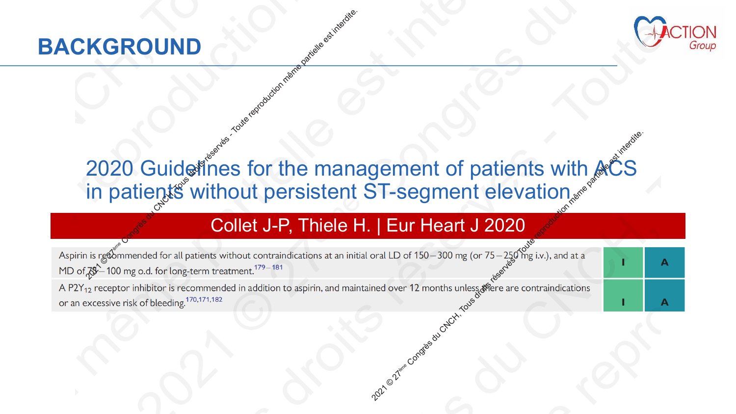# BACKGROUND

## 2020 Guidelines for the management of patients with ACS in patients without persistent ST-segment elevation

**Collet J-P, Thiele H. | Eur Heart J 2020**

| Recommendation | Class | Level |
|---|---|---|
| Aspirin is recommended for all patients without contraindications at an initial oral LD of 150–300 mg (or 75–250 mg i.v.), and at a MD of 75–100 mg o.d. for long-term treatment.[179–181] | I | A |
| A $P2Y_{12}$ receptor inhibitor is recommended in addition to aspirin, and maintained over 12 months unless there are contraindications or an excessive risk of bleeding.[170,171,182] | I | A |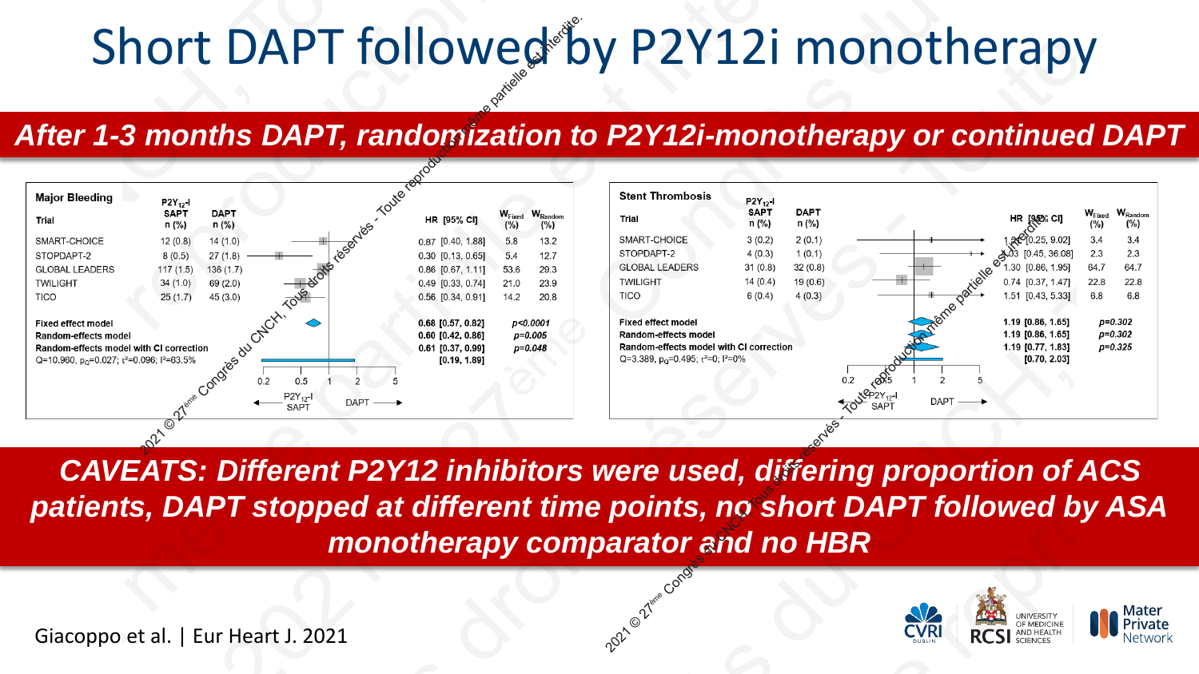# Short DAPT followed by P2Y12i monotherapy

## *After 1-3 months DAPT, randomization to P2Y12i-monotherapy or continued DAPT*

**Major Bleeding**

| Trial | $P2Y_{12}$-I SAPT n (%) | DAPT n (%) | HR [95% CI] | $W_{Fixed}$ (%) | $W_{Random}$ (%) |
|---|---|---|---|---|---|
| SMART-CHOICE | 12 (0.8) | 14 (1.0) | 0.87 [0.40, 1.88] | 5.8 | 13.2 |
| STOPDAPT-2 | 8 (0.5) | 27 (1.8) | 0.30 [0.13, 0.65] | 5.4 | 12.7 |
| GLOBAL LEADERS | 117 (1.5) | 136 (1.7) | 0.86 [0.67, 1.11] | 53.6 | 29.3 |
| TWILIGHT | 34 (1.0) | 69 (2.0) | 0.49 [0.33, 0.74] | 21.0 | 23.9 |
| TICO | 25 (1.7) | 45 (3.0) | 0.56 [0.34, 0.91] | 14.2 | 20.8 |
| **Fixed effect model** | | | **0.68 [0.57, 0.82]** | ***p<0.0001*** | |
| **Random-effects model** | | | **0.60 [0.42, 0.86]** | ***p=0.005*** | |
| **Random-effects model with CI correction** | | | **0.61 [0.37, 0.99]** | ***p=0.048*** | |
| $Q=10.960$, $p_Q=0.027$; $\tau^2=0.096$; $I^2=63.5\%$ | | | **[0.19, 1.89]** | | |

← $P2Y_{12}$-I SAPT | DAPT →

**Stent Thrombosis**

| Trial | $P2Y_{12}$-I SAPT n (%) | DAPT n (%) | HR [95% CI] | $W_{Fixed}$ (%) | $W_{Random}$ (%) |
|---|---|---|---|---|---|
| SMART-CHOICE | 3 (0.2) | 2 (0.1) | 1.51 [0.25, 9.02] | 3.4 | 3.4 |
| STOPDAPT-2 | 4 (0.3) | 1 (0.1) | 4.03 [0.45, 36.08] | 2.3 | 2.3 |
| GLOBAL LEADERS | 31 (0.8) | 32 (0.8) | 1.30 [0.86, 1.95] | 64.7 | 64.7 |
| TWILIGHT | 14 (0.4) | 19 (0.6) | 0.74 [0.37, 1.47] | 22.8 | 22.8 |
| TICO | 6 (0.4) | 4 (0.3) | 1.51 [0.43, 5.33] | 6.8 | 6.8 |
| **Fixed effect model** | | | **1.19 [0.86, 1.65]** | ***p=0.302*** | |
| **Random-effects model** | | | **1.19 [0.86, 1.65]** | ***p=0.302*** | |
| **Random-effects model with CI correction** | | | **1.19 [0.77, 1.83]** | ***p=0.325*** | |
| $Q=3.389$, $p_Q=0.495$; $\tau^2=0$; $I^2=0\%$ | | | **[0.70, 2.03]** | | |

← $P2Y_{12}$-I SAPT | DAPT →

## *CAVEATS: Different P2Y12 inhibitors were used, differing proportion of ACS patients, DAPT stopped at different time points, no short DAPT followed by ASA monotherapy comparator and no HBR*

Giacoppo et al. | Eur Heart J. 2021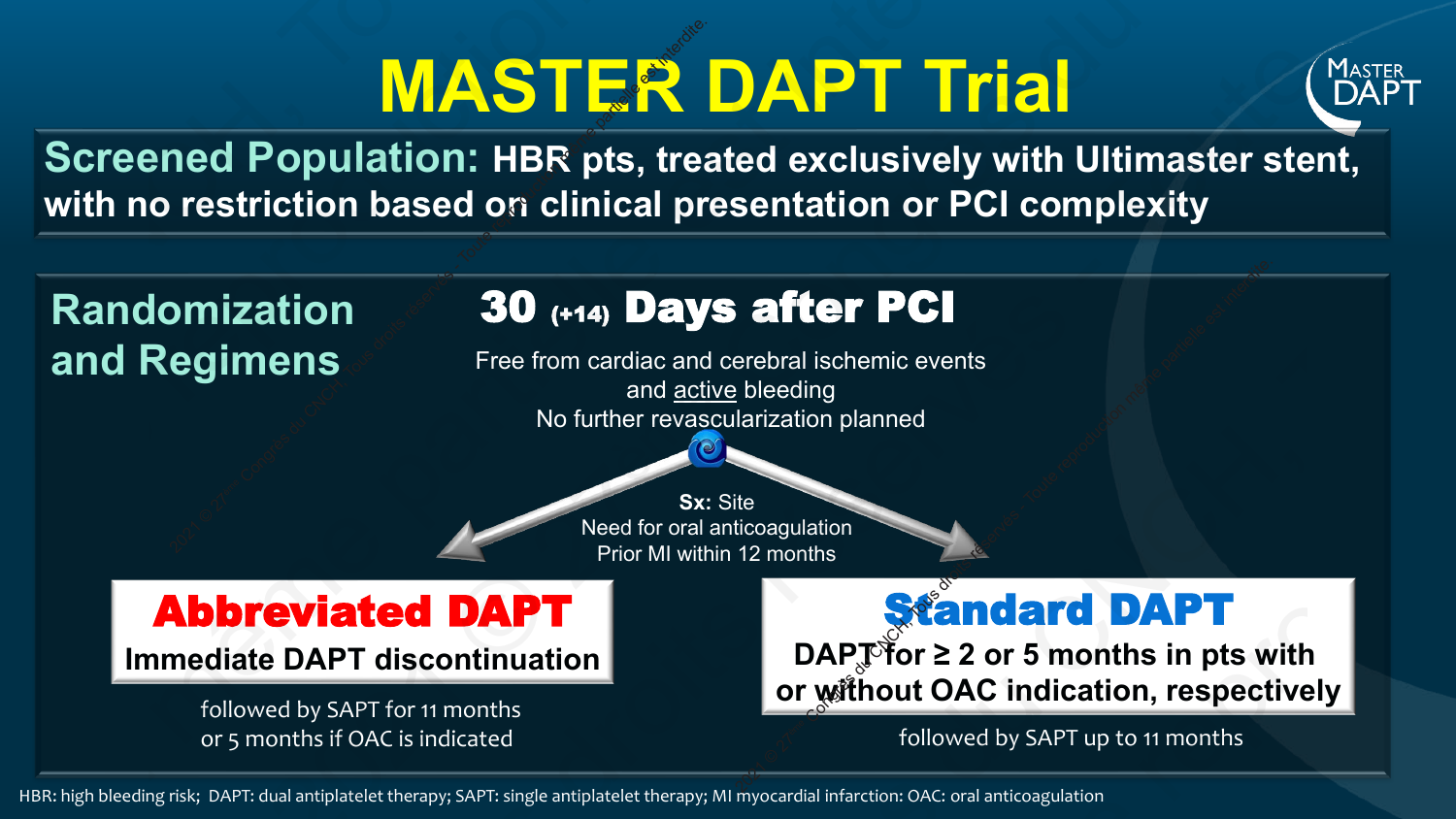# MASTER DAPT Trial

**Screened Population: HBR pts, treated exclusively with Ultimaster stent, with no restriction based on clinical presentation or PCI complexity**

## Randomization and Regimens

**30 (+14) Days after PCI**

Free from cardiac and cerebral ischemic events and active bleeding
No further revascularization planned

**Sx:** Site
Need for oral anticoagulation
Prior MI within 12 months

### Abbreviated DAPT

**Immediate DAPT discontinuation**

followed by SAPT for 11 months or 5 months if OAC is indicated

### Standard DAPT

**DAPT for ≥ 2 or 5 months in pts with or without OAC indication, respectively**

followed by SAPT up to 11 months

HBR: high bleeding risk; DAPT: dual antiplatelet therapy; SAPT: single antiplatelet therapy; MI myocardial infarction: OAC: oral anticoagulation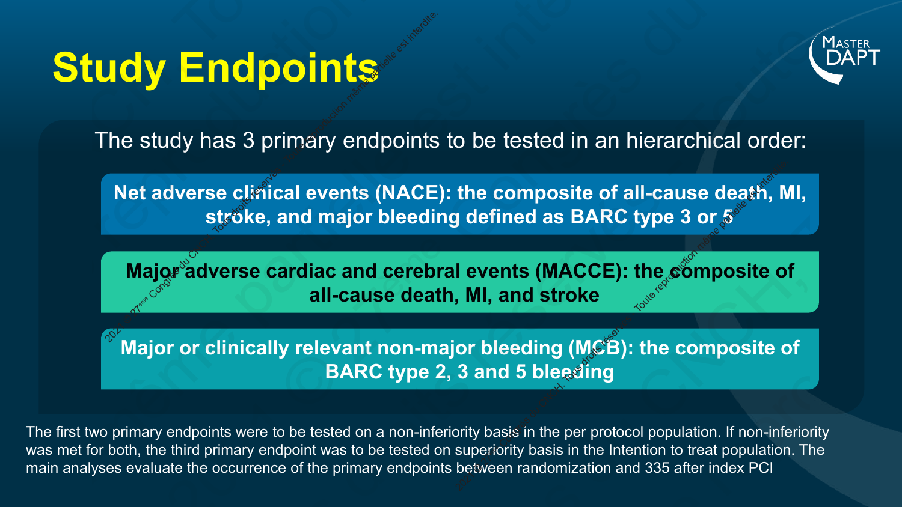# Study Endpoints

The study has 3 primary endpoints to be tested in an hierarchical order:

**Net adverse clinical events (NACE): the composite of all-cause death, MI, stroke, and major bleeding defined as BARC type 3 or 5**

**Major adverse cardiac and cerebral events (MACCE): the composite of all-cause death, MI, and stroke**

**Major or clinically relevant non-major bleeding (MCB): the composite of BARC type 2, 3 and 5 bleeding**

The first two primary endpoints were to be tested on a non-inferiority basis in the per protocol population. If non-inferiority was met for both, the third primary endpoint was to be tested on superiority basis in the Intention to treat population. The main analyses evaluate the occurrence of the primary endpoints between randomization and 335 after index PCI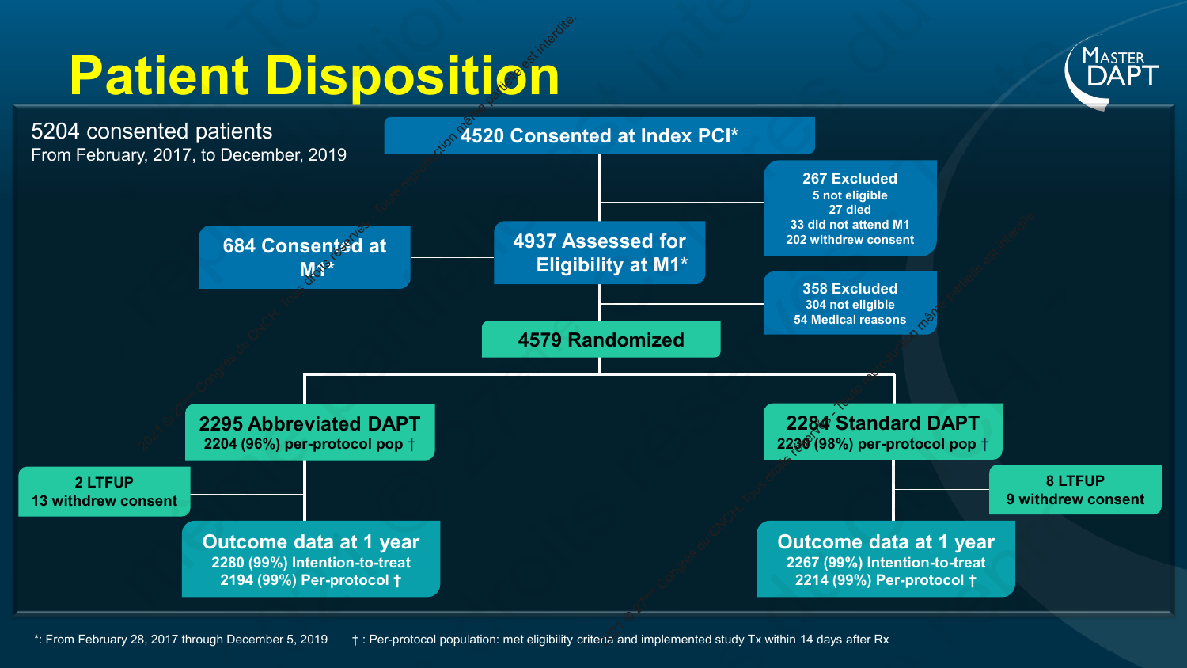# Patient Disposition

5204 consented patients
From February, 2017, to December, 2019

**4520 Consented at Index PCI***

**267 Excluded**
5 not eligible
27 died
33 did not attend M1
202 withdrew consent

**684 Consented at M1***

**4937 Assessed for Eligibility at M1***

**358 Excluded**
304 not eligible
54 Medical reasons

**4579 Randomized**

**2295 Abbreviated DAPT**
2204 (96%) per-protocol pop †

2 LTFUP
13 withdrew consent

**Outcome data at 1 year**
2280 (99%) Intention-to-treat
2194 (99%) Per-protocol †

**2284 Standard DAPT**
2238 (98%) per-protocol pop †

8 LTFUP
9 withdrew consent

**Outcome data at 1 year**
2267 (99%) Intention-to-treat
2214 (99%) Per-protocol †

*: From February 28, 2017 through December 5, 2019 † : Per-protocol population: met eligibility criteria and implemented study Tx within 14 days after Rx